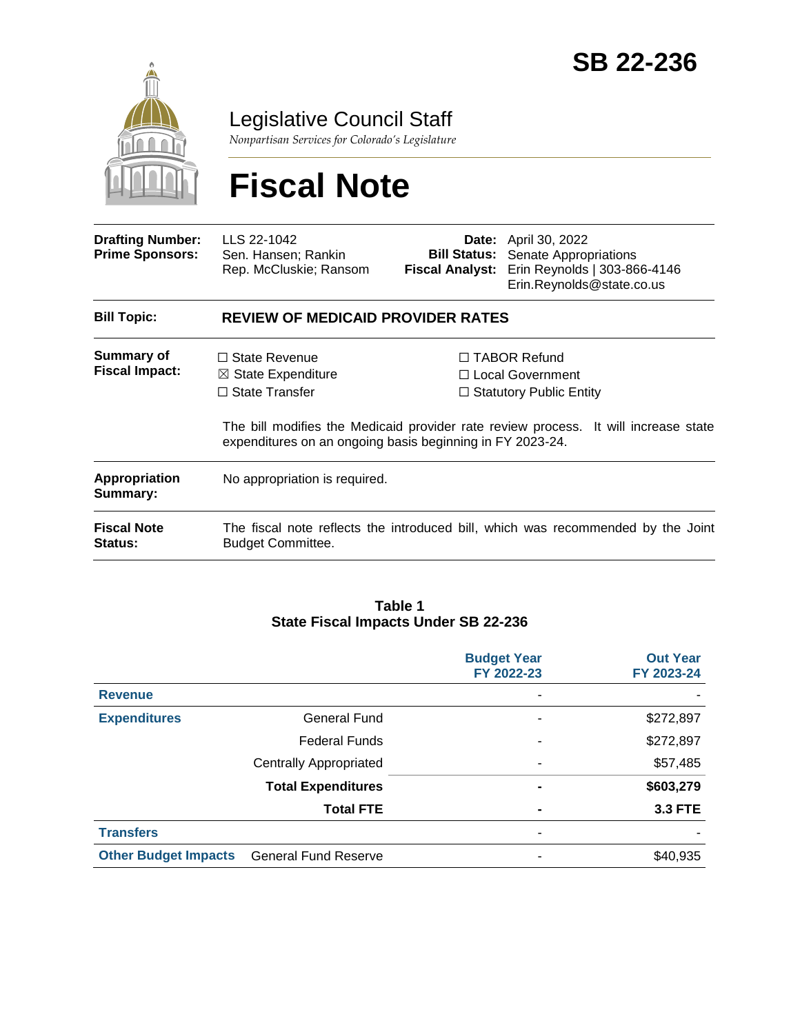# SB 22-236

## Legislative Council Staff

*Nonpartisan Services for Colorado's Legislature*

# Fiscal Note

| | | | |
|---|---|---|---|
| **Drafting Number:** | LLS 22-1042 | **Date:** | April 30, 2022 |
| **Prime Sponsors:** | Sen. Hansen; Rankin<br>Rep. McCluskie; Ransom | **Bill Status:** | Senate Appropriations |
| | | **Fiscal Analyst:** | Erin Reynolds \| 303-866-4146<br>Erin.Reynolds@state.co.us |

**Bill Topic:** **REVIEW OF MEDICAID PROVIDER RATES**

**Summary of Fiscal Impact:**

- ☐ State Revenue
- ☒ State Expenditure
- ☐ State Transfer
- ☐ TABOR Refund
- ☐ Local Government
- ☐ Statutory Public Entity

The bill modifies the Medicaid provider rate review process. It will increase state expenditures on an ongoing basis beginning in FY 2023-24.

**Appropriation Summary:** No appropriation is required.

**Fiscal Note Status:** The fiscal note reflects the introduced bill, which was recommended by the Joint Budget Committee.

**Table 1**
**State Fiscal Impacts Under SB 22-236**

| | | Budget Year FY 2022-23 | Out Year FY 2023-24 |
|---|---|---|---|
| **Revenue** | | - | - |
| **Expenditures** | General Fund | - | $272,897 |
| | Federal Funds | - | $272,897 |
| | Centrally Appropriated | - | $57,485 |
| | **Total Expenditures** | **-** | **$603,279** |
| | **Total FTE** | **-** | **3.3 FTE** |
| **Transfers** | | - | - |
| **Other Budget Impacts** | General Fund Reserve | - | $40,935 |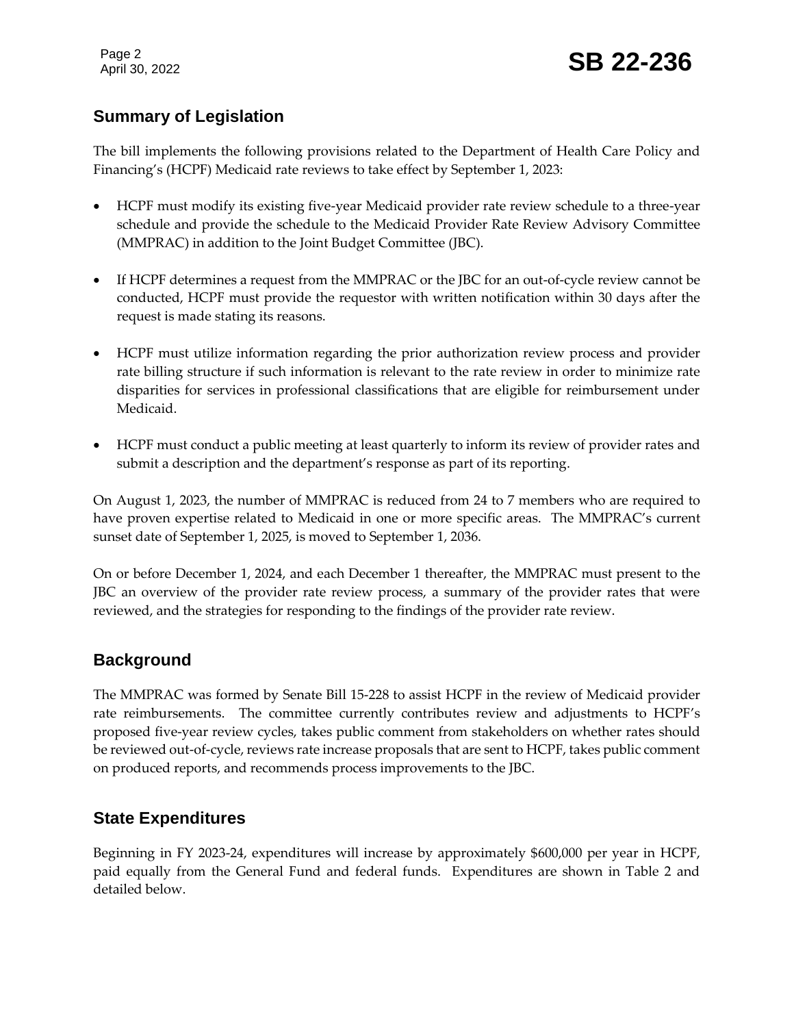## Summary of Legislation

The bill implements the following provisions related to the Department of Health Care Policy and Financing's (HCPF) Medicaid rate reviews to take effect by September 1, 2023:

- HCPF must modify its existing five-year Medicaid provider rate review schedule to a three-year schedule and provide the schedule to the Medicaid Provider Rate Review Advisory Committee (MMPRAC) in addition to the Joint Budget Committee (JBC).
- If HCPF determines a request from the MMPRAC or the JBC for an out-of-cycle review cannot be conducted, HCPF must provide the requestor with written notification within 30 days after the request is made stating its reasons.
- HCPF must utilize information regarding the prior authorization review process and provider rate billing structure if such information is relevant to the rate review in order to minimize rate disparities for services in professional classifications that are eligible for reimbursement under Medicaid.
- HCPF must conduct a public meeting at least quarterly to inform its review of provider rates and submit a description and the department's response as part of its reporting.

On August 1, 2023, the number of MMPRAC is reduced from 24 to 7 members who are required to have proven expertise related to Medicaid in one or more specific areas. The MMPRAC's current sunset date of September 1, 2025, is moved to September 1, 2036.

On or before December 1, 2024, and each December 1 thereafter, the MMPRAC must present to the JBC an overview of the provider rate review process, a summary of the provider rates that were reviewed, and the strategies for responding to the findings of the provider rate review.

## Background

The MMPRAC was formed by Senate Bill 15-228 to assist HCPF in the review of Medicaid provider rate reimbursements. The committee currently contributes review and adjustments to HCPF's proposed five-year review cycles, takes public comment from stakeholders on whether rates should be reviewed out-of-cycle, reviews rate increase proposals that are sent to HCPF, takes public comment on produced reports, and recommends process improvements to the JBC.

## State Expenditures

Beginning in FY 2023-24, expenditures will increase by approximately $600,000 per year in HCPF, paid equally from the General Fund and federal funds. Expenditures are shown in Table 2 and detailed below.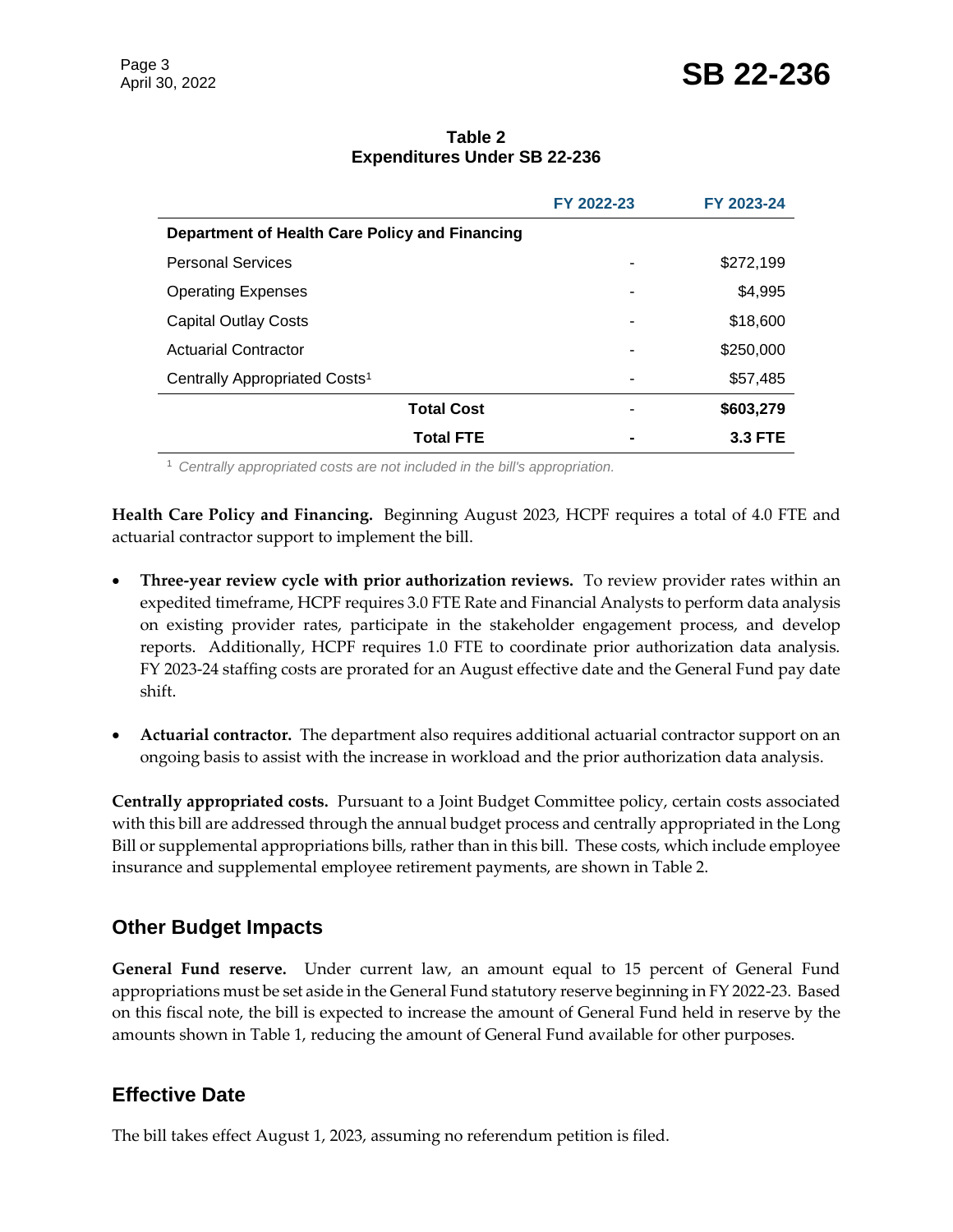**Table 2**
**Expenditures Under SB 22-236**

| | FY 2022-23 | FY 2023-24 |
|---|---|---|
| **Department of Health Care Policy and Financing** | | |
| Personal Services | - | $272,199 |
| Operating Expenses | - | $4,995 |
| Capital Outlay Costs | - | $18,600 |
| Actuarial Contractor | - | $250,000 |
| Centrally Appropriated Costs[1] | - | $57,485 |
| **Total Cost** | - | **$603,279** |
| **Total FTE** | **-** | **3.3 FTE** |

[1] *Centrally appropriated costs are not included in the bill's appropriation.*

**Health Care Policy and Financing.** Beginning August 2023, HCPF requires a total of 4.0 FTE and actuarial contractor support to implement the bill.

- **Three-year review cycle with prior authorization reviews.** To review provider rates within an expedited timeframe, HCPF requires 3.0 FTE Rate and Financial Analysts to perform data analysis on existing provider rates, participate in the stakeholder engagement process, and develop reports. Additionally, HCPF requires 1.0 FTE to coordinate prior authorization data analysis. FY 2023-24 staffing costs are prorated for an August effective date and the General Fund pay date shift.

- **Actuarial contractor.** The department also requires additional actuarial contractor support on an ongoing basis to assist with the increase in workload and the prior authorization data analysis.

**Centrally appropriated costs.** Pursuant to a Joint Budget Committee policy, certain costs associated with this bill are addressed through the annual budget process and centrally appropriated in the Long Bill or supplemental appropriations bills, rather than in this bill. These costs, which include employee insurance and supplemental employee retirement payments, are shown in Table 2.

## Other Budget Impacts

**General Fund reserve.** Under current law, an amount equal to 15 percent of General Fund appropriations must be set aside in the General Fund statutory reserve beginning in FY 2022-23. Based on this fiscal note, the bill is expected to increase the amount of General Fund held in reserve by the amounts shown in Table 1, reducing the amount of General Fund available for other purposes.

## Effective Date

The bill takes effect August 1, 2023, assuming no referendum petition is filed.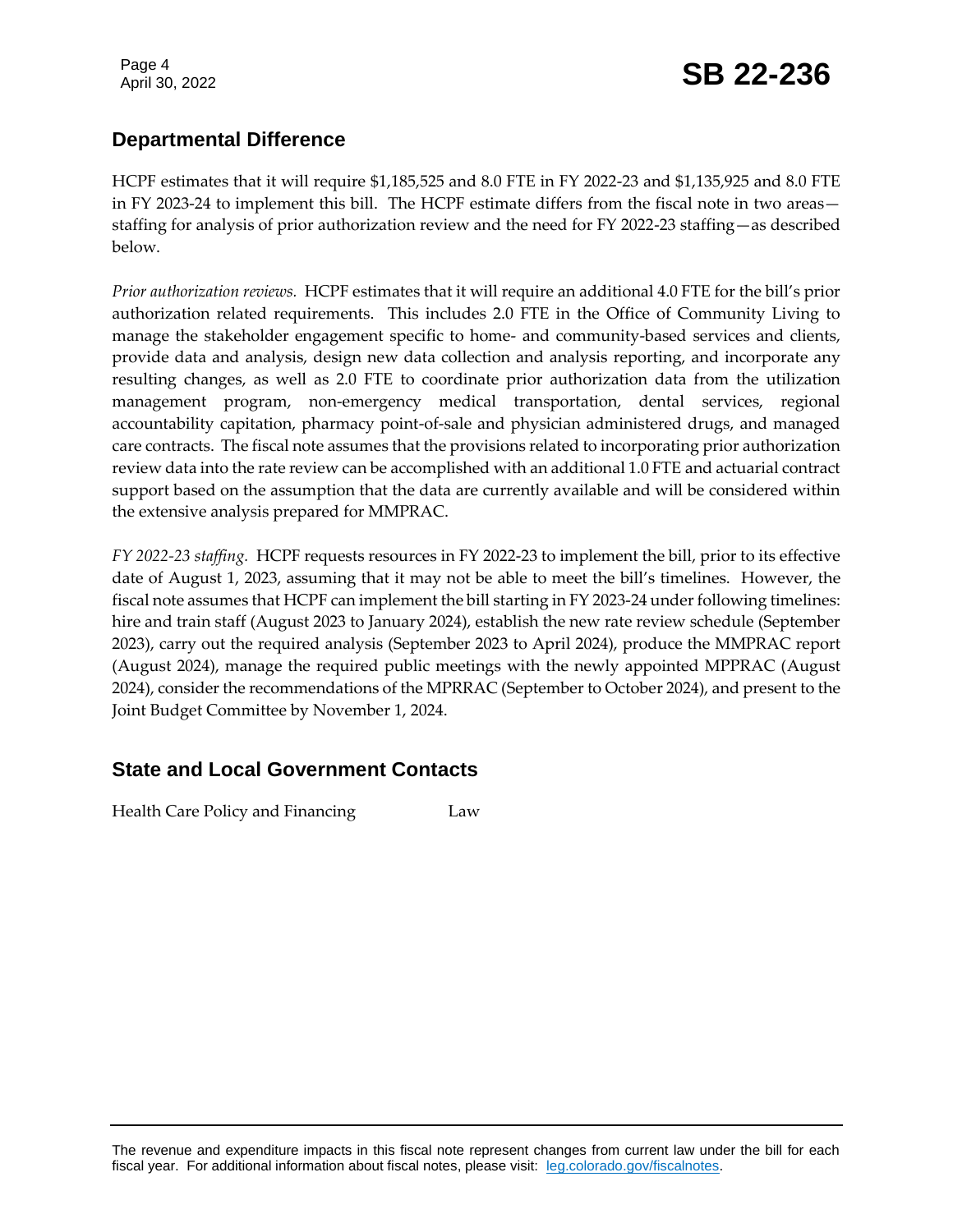## Departmental Difference

HCPF estimates that it will require $1,185,525 and 8.0 FTE in FY 2022-23 and $1,135,925 and 8.0 FTE in FY 2023-24 to implement this bill. The HCPF estimate differs from the fiscal note in two areas—staffing for analysis of prior authorization review and the need for FY 2022-23 staffing—as described below.

*Prior authorization reviews.* HCPF estimates that it will require an additional 4.0 FTE for the bill's prior authorization related requirements. This includes 2.0 FTE in the Office of Community Living to manage the stakeholder engagement specific to home- and community-based services and clients, provide data and analysis, design new data collection and analysis reporting, and incorporate any resulting changes, as well as 2.0 FTE to coordinate prior authorization data from the utilization management program, non-emergency medical transportation, dental services, regional accountability capitation, pharmacy point-of-sale and physician administered drugs, and managed care contracts. The fiscal note assumes that the provisions related to incorporating prior authorization review data into the rate review can be accomplished with an additional 1.0 FTE and actuarial contract support based on the assumption that the data are currently available and will be considered within the extensive analysis prepared for MMPRAC.

*FY 2022-23 staffing.* HCPF requests resources in FY 2022-23 to implement the bill, prior to its effective date of August 1, 2023, assuming that it may not be able to meet the bill's timelines. However, the fiscal note assumes that HCPF can implement the bill starting in FY 2023-24 under following timelines: hire and train staff (August 2023 to January 2024), establish the new rate review schedule (September 2023), carry out the required analysis (September 2023 to April 2024), produce the MMPRAC report (August 2024), manage the required public meetings with the newly appointed MPPRAC (August 2024), consider the recommendations of the MPRRAC (September to October 2024), and present to the Joint Budget Committee by November 1, 2024.

## State and Local Government Contacts

Health Care Policy and Financing    Law

The revenue and expenditure impacts in this fiscal note represent changes from current law under the bill for each fiscal year. For additional information about fiscal notes, please visit: leg.colorado.gov/fiscalnotes.